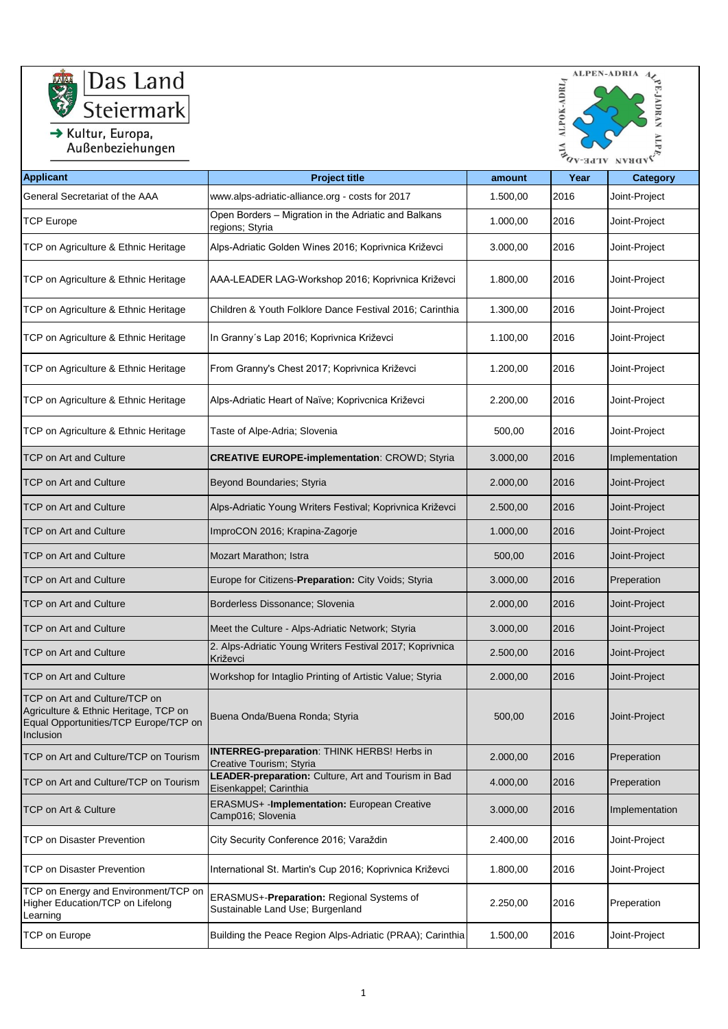Das Land Steiermark

→ Kultur, Europa, Außenbeziehungen

ALPEN-ADRIA ALPE-JADRAN ALPOK-ADRIA ALPE-ADRIA ALPE-JADRAN

| Applicant | Project title | amount | Year | Category |
|---|---|---|---|---|
| General Secretariat of the AAA | www.alps-adriatic-alliance.org - costs for 2017 | 1.500,00 | 2016 | Joint-Project |
| TCP Europe | Open Borders – Migration in the Adriatic and Balkans regions; Styria | 1.000,00 | 2016 | Joint-Project |
| TCP on Agriculture & Ethnic Heritage | Alps-Adriatic Golden Wines 2016; Koprivnica Križevci | 3.000,00 | 2016 | Joint-Project |
| TCP on Agriculture & Ethnic Heritage | AAA-LEADER LAG-Workshop 2016; Koprivnica Križevci | 1.800,00 | 2016 | Joint-Project |
| TCP on Agriculture & Ethnic Heritage | Children & Youth Folklore Dance Festival 2016; Carinthia | 1.300,00 | 2016 | Joint-Project |
| TCP on Agriculture & Ethnic Heritage | In Granny´s Lap 2016; Koprivnica Križevci | 1.100,00 | 2016 | Joint-Project |
| TCP on Agriculture & Ethnic Heritage | From Granny's Chest 2017; Koprivnica Križevci | 1.200,00 | 2016 | Joint-Project |
| TCP on Agriculture & Ethnic Heritage | Alps-Adriatic Heart of Naïve; Koprivcnica Križevci | 2.200,00 | 2016 | Joint-Project |
| TCP on Agriculture & Ethnic Heritage | Taste of Alpe-Adria; Slovenia | 500,00 | 2016 | Joint-Project |
| TCP on Art and Culture | **CREATIVE EUROPE-implementation**: CROWD; Styria | 3.000,00 | 2016 | Implementation |
| TCP on Art and Culture | Beyond Boundaries; Styria | 2.000,00 | 2016 | Joint-Project |
| TCP on Art and Culture | Alps-Adriatic Young Writers Festival; Koprivnica Križevci | 2.500,00 | 2016 | Joint-Project |
| TCP on Art and Culture | ImproCON 2016; Krapina-Zagorje | 1.000,00 | 2016 | Joint-Project |
| TCP on Art and Culture | Mozart Marathon; Istra | 500,00 | 2016 | Joint-Project |
| TCP on Art and Culture | Europe for Citizens-**Preparation:** City Voids; Styria | 3.000,00 | 2016 | Preperation |
| TCP on Art and Culture | Borderless Dissonance; Slovenia | 2.000,00 | 2016 | Joint-Project |
| TCP on Art and Culture | Meet the Culture - Alps-Adriatic Network; Styria | 3.000,00 | 2016 | Joint-Project |
| TCP on Art and Culture | 2. Alps-Adriatic Young Writers Festival 2017; Koprivnica Križevci | 2.500,00 | 2016 | Joint-Project |
| TCP on Art and Culture | Workshop for Intaglio Printing of Artistic Value; Styria | 2.000,00 | 2016 | Joint-Project |
| TCP on Art and Culture/TCP on Agriculture & Ethnic Heritage, TCP on Equal Opportunities/TCP Europe/TCP on Inclusion | Buena Onda/Buena Ronda; Styria | 500,00 | 2016 | Joint-Project |
| TCP on Art and Culture/TCP on Tourism | **INTERREG-preparation**: THINK HERBS! Herbs in Creative Tourism; Styria | 2.000,00 | 2016 | Preperation |
| TCP on Art and Culture/TCP on Tourism | **LEADER-preparation:** Culture, Art and Tourism in Bad Eisenkappel; Carinthia | 4.000,00 | 2016 | Preperation |
| TCP on Art & Culture | ERASMUS+ -**Implementation:** European Creative Camp016; Slovenia | 3.000,00 | 2016 | Implementation |
| TCP on Disaster Prevention | City Security Conference 2016; Varaždin | 2.400,00 | 2016 | Joint-Project |
| TCP on Disaster Prevention | International St. Martin's Cup 2016; Koprivnica Križevci | 1.800,00 | 2016 | Joint-Project |
| TCP on Energy and Environment/TCP on Higher Education/TCP on Lifelong Learning | ERASMUS+-**Preparation:** Regional Systems of Sustainable Land Use; Burgenland | 2.250,00 | 2016 | Preperation |
| TCP on Europe | Building the Peace Region Alps-Adriatic (PRAA); Carinthia | 1.500,00 | 2016 | Joint-Project |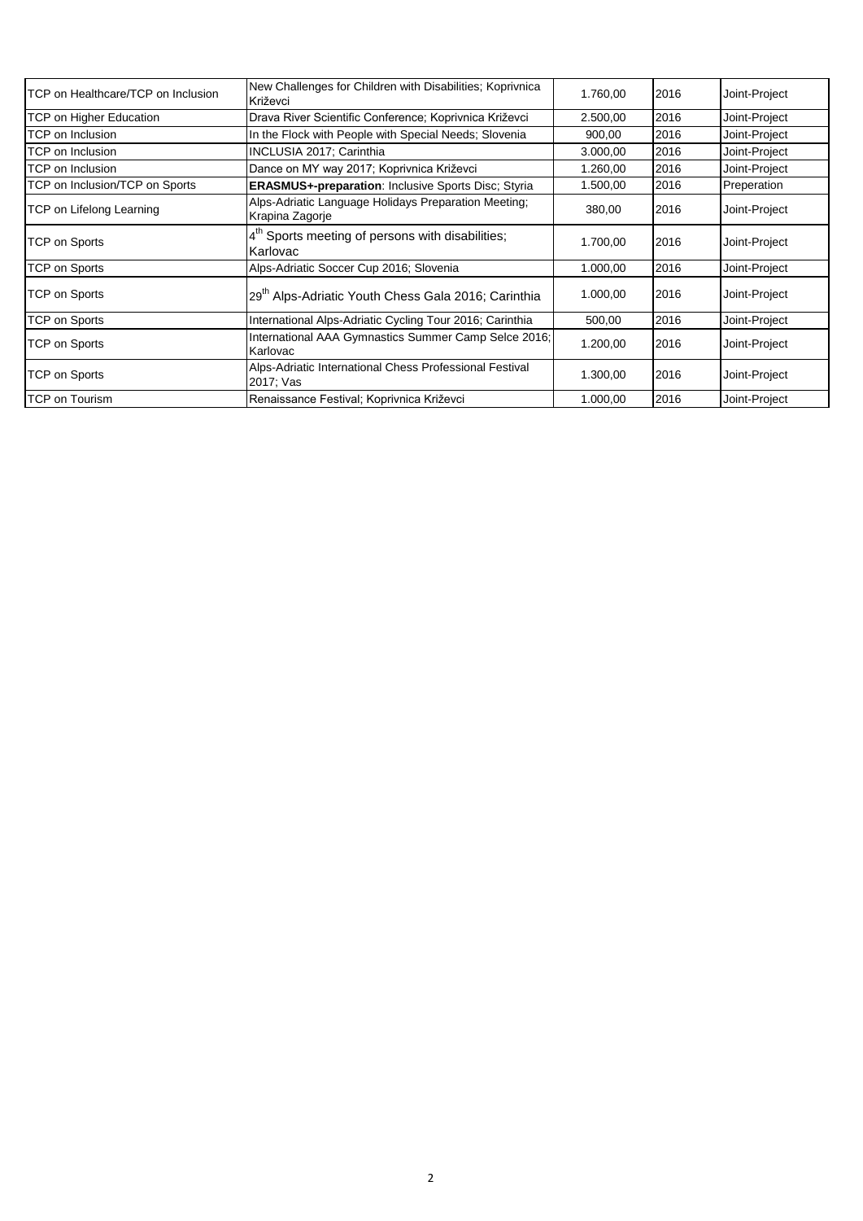| | | | | |
|---|---|---|---|---|
| TCP on Healthcare/TCP on Inclusion | New Challenges for Children with Disabilities; Koprivnica Križevci | 1.760,00 | 2016 | Joint-Project |
| TCP on Higher Education | Drava River Scientific Conference; Koprivnica Križevci | 2.500,00 | 2016 | Joint-Project |
| TCP on Inclusion | In the Flock with People with Special Needs; Slovenia | 900,00 | 2016 | Joint-Project |
| TCP on Inclusion | INCLUSIA 2017; Carinthia | 3.000,00 | 2016 | Joint-Project |
| TCP on Inclusion | Dance on MY way 2017; Koprivnica Križevci | 1.260,00 | 2016 | Joint-Project |
| TCP on Inclusion/TCP on Sports | **ERASMUS+-preparation**: Inclusive Sports Disc; Styria | 1.500,00 | 2016 | Preperation |
| TCP on Lifelong Learning | Alps-Adriatic Language Holidays Preparation Meeting; Krapina Zagorje | 380,00 | 2016 | Joint-Project |
| TCP on Sports | 4th Sports meeting of persons with disabilities; Karlovac | 1.700,00 | 2016 | Joint-Project |
| TCP on Sports | Alps-Adriatic Soccer Cup 2016; Slovenia | 1.000,00 | 2016 | Joint-Project |
| TCP on Sports | 29th Alps-Adriatic Youth Chess Gala 2016; Carinthia | 1.000,00 | 2016 | Joint-Project |
| TCP on Sports | International Alps-Adriatic Cycling Tour 2016; Carinthia | 500,00 | 2016 | Joint-Project |
| TCP on Sports | International AAA Gymnastics Summer Camp Selce 2016; Karlovac | 1.200,00 | 2016 | Joint-Project |
| TCP on Sports | Alps-Adriatic International Chess Professional Festival 2017; Vas | 1.300,00 | 2016 | Joint-Project |
| TCP on Tourism | Renaissance Festival; Koprivnica Križevci | 1.000,00 | 2016 | Joint-Project |